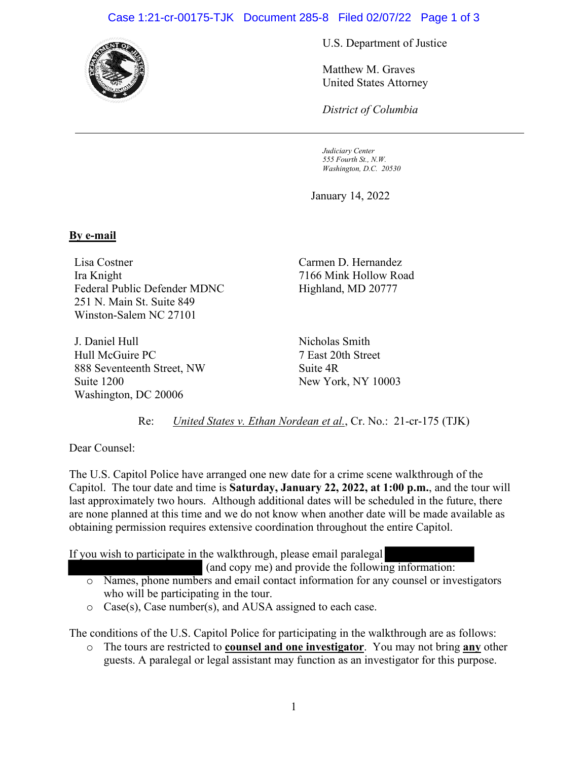U.S. Department of Justice

Matthew M. Graves
United States Attorney

*District of Columbia*

*Judiciary Center*
*555 Fourth St., N.W.*
*Washington, D.C. 20530*

January 14, 2022

**By e-mail**

Lisa Costner
Ira Knight
Federal Public Defender MDNC
251 N. Main St. Suite 849
Winston-Salem NC 27101

Carmen D. Hernandez
7166 Mink Hollow Road
Highland, MD 20777

J. Daniel Hull
Hull McGuire PC
888 Seventeenth Street, NW
Suite 1200
Washington, DC 20006

Nicholas Smith
7 East 20th Street
Suite 4R
New York, NY 10003

Re: *United States v. Ethan Nordean et al.*, Cr. No.: 21-cr-175 (TJK)

Dear Counsel:

The U.S. Capitol Police have arranged one new date for a crime scene walkthrough of the Capitol. The tour date and time is **Saturday, January 22, 2022, at 1:00 p.m.**, and the tour will last approximately two hours. Although additional dates will be scheduled in the future, there are none planned at this time and we do not know when another date will be made available as obtaining permission requires extensive coordination throughout the entire Capitol.

If you wish to participate in the walkthrough, please email paralegal [REDACTED] (and copy me) and provide the following information:

- Names, phone numbers and email contact information for any counsel or investigators who will be participating in the tour.
- Case(s), Case number(s), and AUSA assigned to each case.

The conditions of the U.S. Capitol Police for participating in the walkthrough are as follows:

- The tours are restricted to **counsel and one investigator**. You may not bring **any** other guests. A paralegal or legal assistant may function as an investigator for this purpose.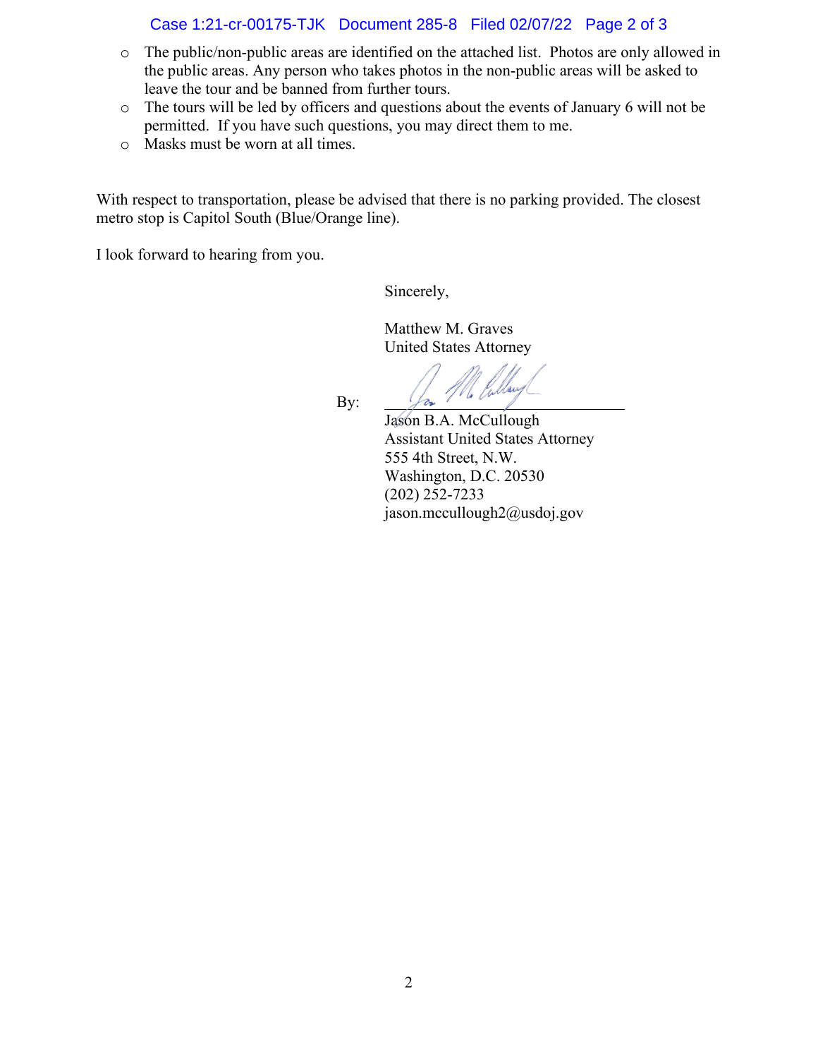- The public/non-public areas are identified on the attached list. Photos are only allowed in the public areas. Any person who takes photos in the non-public areas will be asked to leave the tour and be banned from further tours.
- The tours will be led by officers and questions about the events of January 6 will not be permitted. If you have such questions, you may direct them to me.
- Masks must be worn at all times.

With respect to transportation, please be advised that there is no parking provided. The closest metro stop is Capitol South (Blue/Orange line).

I look forward to hearing from you.

Sincerely,

Matthew M. Graves
United States Attorney

By: ______________________________
Jason B.A. McCullough
Assistant United States Attorney
555 4th Street, N.W.
Washington, D.C. 20530
(202) 252-7233
jason.mccullough2@usdoj.gov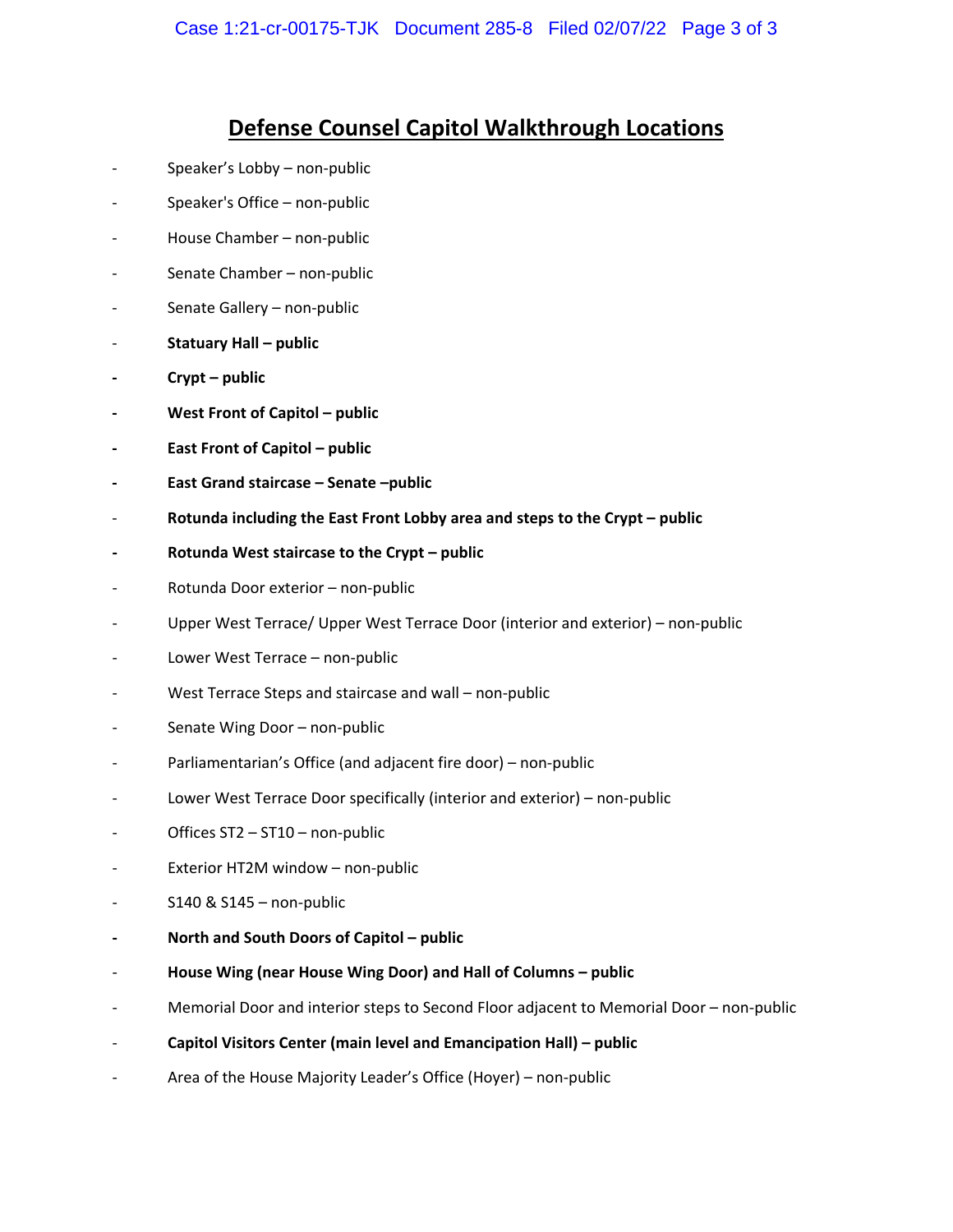# Defense Counsel Capitol Walkthrough Locations

- Speaker's Lobby – non-public
- Speaker's Office – non-public
- House Chamber – non-public
- Senate Chamber – non-public
- Senate Gallery – non-public
- **Statuary Hall – public**
- **Crypt – public**
- **West Front of Capitol – public**
- **East Front of Capitol – public**
- **East Grand staircase – Senate –public**
- **Rotunda including the East Front Lobby area and steps to the Crypt – public**
- **Rotunda West staircase to the Crypt – public**
- Rotunda Door exterior – non-public
- Upper West Terrace/ Upper West Terrace Door (interior and exterior) – non-public
- Lower West Terrace – non-public
- West Terrace Steps and staircase and wall – non-public
- Senate Wing Door – non-public
- Parliamentarian's Office (and adjacent fire door) – non-public
- Lower West Terrace Door specifically (interior and exterior) – non-public
- Offices ST2 – ST10 – non-public
- Exterior HT2M window – non-public
- S140 & S145 – non-public
- **North and South Doors of Capitol – public**
- **House Wing (near House Wing Door) and Hall of Columns – public**
- Memorial Door and interior steps to Second Floor adjacent to Memorial Door – non-public
- **Capitol Visitors Center (main level and Emancipation Hall) – public**
- Area of the House Majority Leader's Office (Hoyer) – non-public